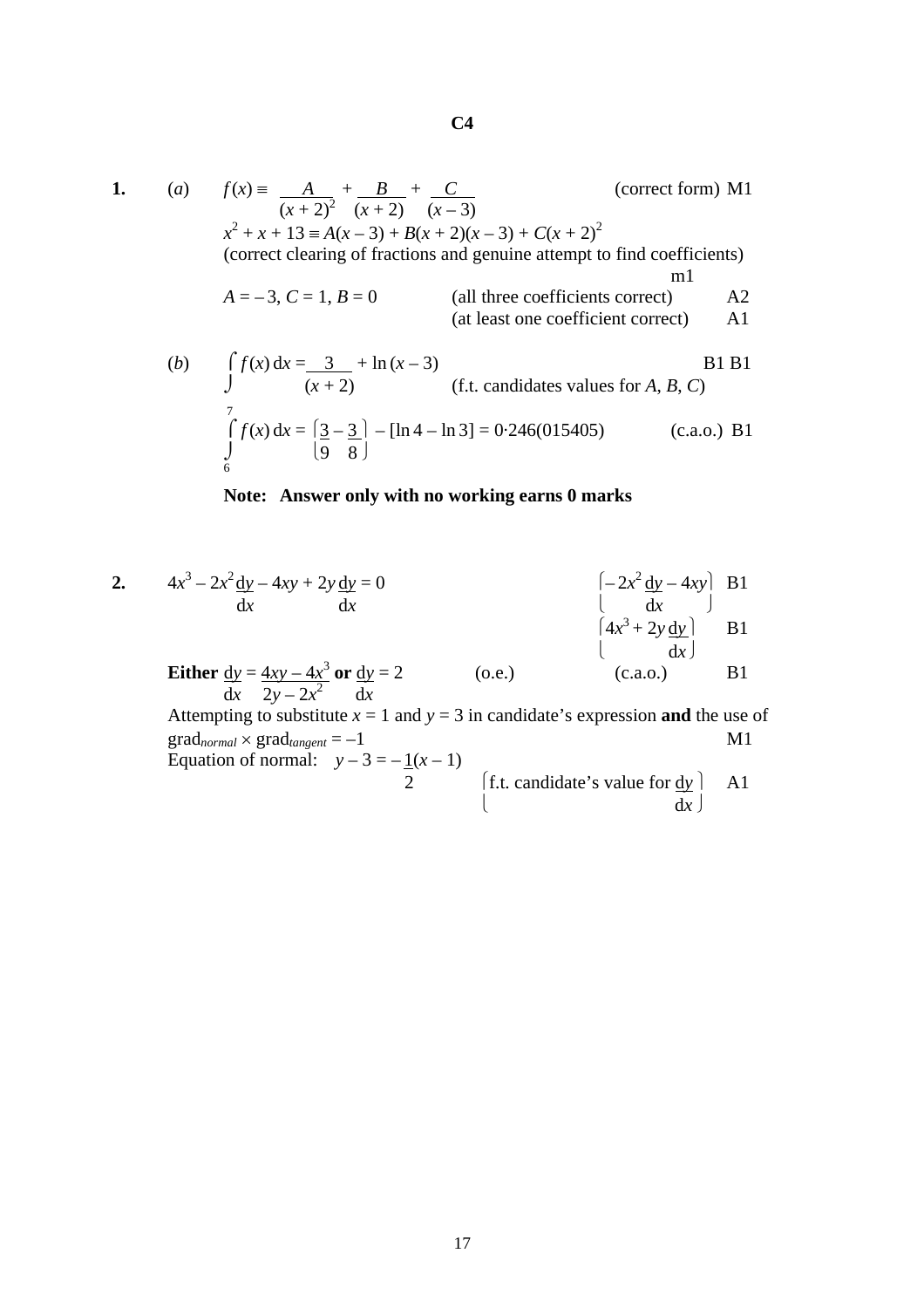## C4

**1.** (*a*) $f(x) \equiv \dfrac{A}{(x+2)^2} + \dfrac{B}{(x+2)} + \dfrac{C}{(x-3)}$ (correct form) M1

$x^2 + x + 13 \equiv A(x-3) + B(x+2)(x-3) + C(x+2)^2$

(correct clearing of fractions and genuine attempt to find coefficients) m1

$A = -3$, $C = 1$, $B = 0$ (all three coefficients correct) A2

(at least one coefficient correct) A1

(*b*) $\displaystyle\int f(x)\,dx = \frac{3}{(x+2)} + \ln(x-3)$ B1 B1

(f.t. candidates values for $A$, $B$, $C$)

$\displaystyle\int_6^7 f(x)\,dx = \left[\frac{3}{9} - \frac{3}{8}\right] - [\ln 4 - \ln 3] = 0{\cdot}246(015405)$ (c.a.o.) B1

**Note: Answer only with no working earns 0 marks**

**2.** $4x^3 - 2x^2\dfrac{dy}{dx} - 4xy + 2y\dfrac{dy}{dx} = 0$

$\left(-2x^2\dfrac{dy}{dx} - 4xy\right)$ B1

$\left(4x^3 + 2y\dfrac{dy}{dx}\right)$ B1

**Either** $\dfrac{dy}{dx} = \dfrac{4xy - 4x^3}{2y - 2x^2}$ **or** $\dfrac{dy}{dx} = 2$ (o.e.) (c.a.o.) B1

Attempting to substitute $x = 1$ and $y = 3$ in candidate's expression **and** the use of $grad_{normal} \times grad_{tangent} = -1$ M1

Equation of normal: $y - 3 = -\dfrac{1}{2}(x - 1)$ $\left(\text{f.t. candidate's value for } \dfrac{dy}{dx}\right)$ A1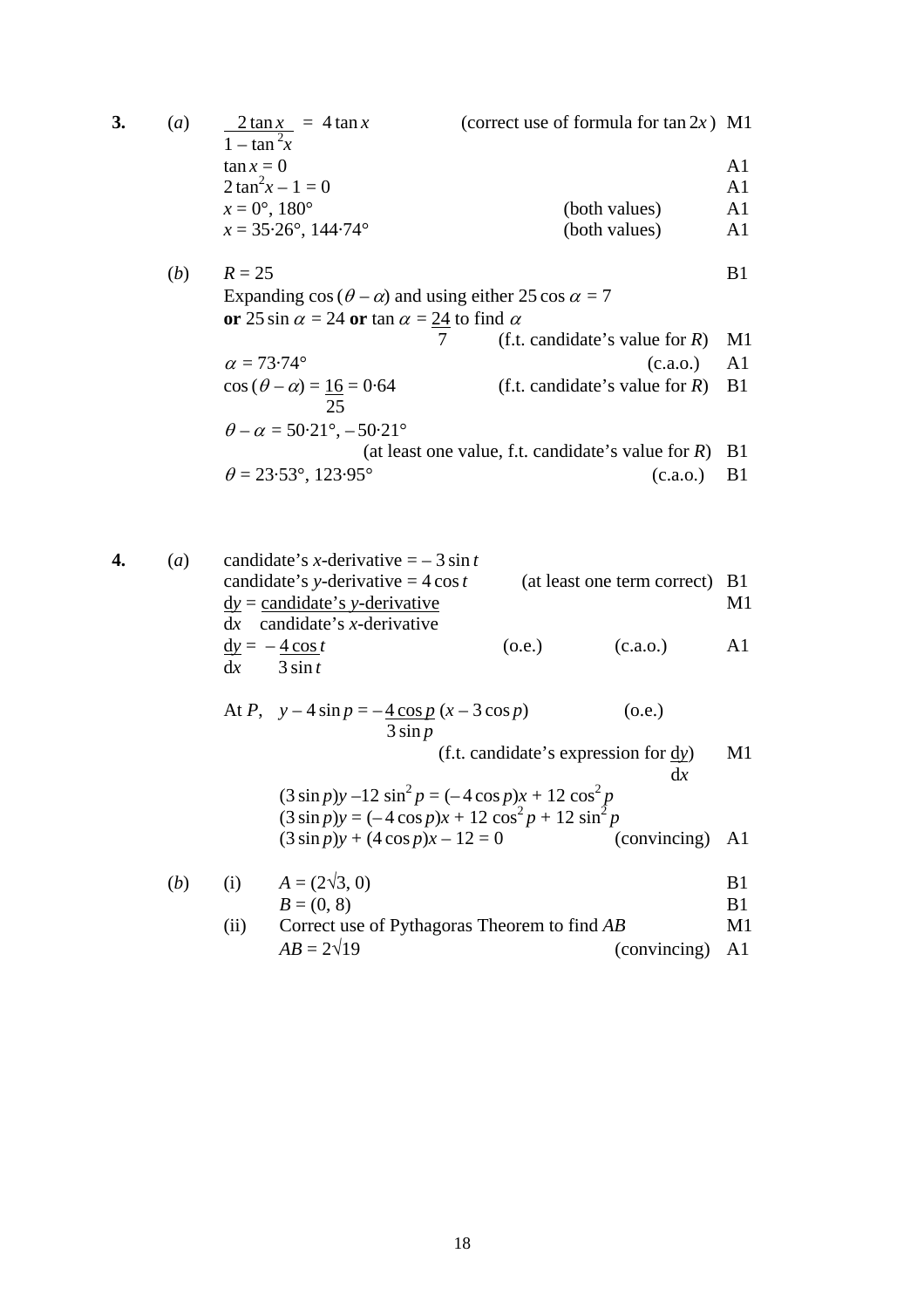**3.** (*a*)

$\dfrac{2\tan x}{1 - \tan^2 x} = 4\tan x$ (correct use of formula for $\tan 2x$) M1

$\tan x = 0$ A1

$2\tan^2 x - 1 = 0$ A1

$x = 0°, 180°$ (both values) A1

$x = 35{\cdot}26°, 144{\cdot}74°$ (both values) A1

(*b*)

$R = 25$ B1

Expanding $\cos(\theta - \alpha)$ and using either $25\cos\alpha = 7$ **or** $25\sin\alpha = 24$ **or** $\tan\alpha = \dfrac{24}{7}$ to find $\alpha$ (f.t. candidate's value for $R$) M1

$\alpha = 73{\cdot}74°$ (c.a.o.) A1

$\cos(\theta - \alpha) = \dfrac{16}{25} = 0{\cdot}64$ (f.t. candidate's value for $R$) B1

$\theta - \alpha = 50{\cdot}21°, -50{\cdot}21°$ (at least one value, f.t. candidate's value for $R$) B1

$\theta = 23{\cdot}53°, 123{\cdot}95°$ (c.a.o.) B1

**4.** (*a*)

candidate's $x$-derivative $= -3\sin t$

candidate's $y$-derivative $= 4\cos t$ (at least one term correct) B1

$\dfrac{dy}{dx} = \dfrac{\text{candidate's } y\text{-derivative}}{\text{candidate's } x\text{-derivative}}$ M1

$\dfrac{dy}{dx} = -\dfrac{4\cos t}{3\sin t}$ (o.e.) (c.a.o.) A1

At $P$, $y - 4\sin p = -\dfrac{4\cos p}{3\sin p}(x - 3\cos p)$ (o.e.)

(f.t. candidate's expression for $\dfrac{dy}{dx}$) M1

$(3\sin p)y - 12\sin^2 p = (-4\cos p)x + 12\cos^2 p$

$(3\sin p)y = (-4\cos p)x + 12\cos^2 p + 12\sin^2 p$

$(3\sin p)y + (4\cos p)x - 12 = 0$ (convincing) A1

(*b*) (i)

$A = (2\sqrt{3}, 0)$ B1

$B = (0, 8)$ B1

(ii) Correct use of Pythagoras Theorem to find $AB$ M1

$AB = 2\sqrt{19}$ (convincing) A1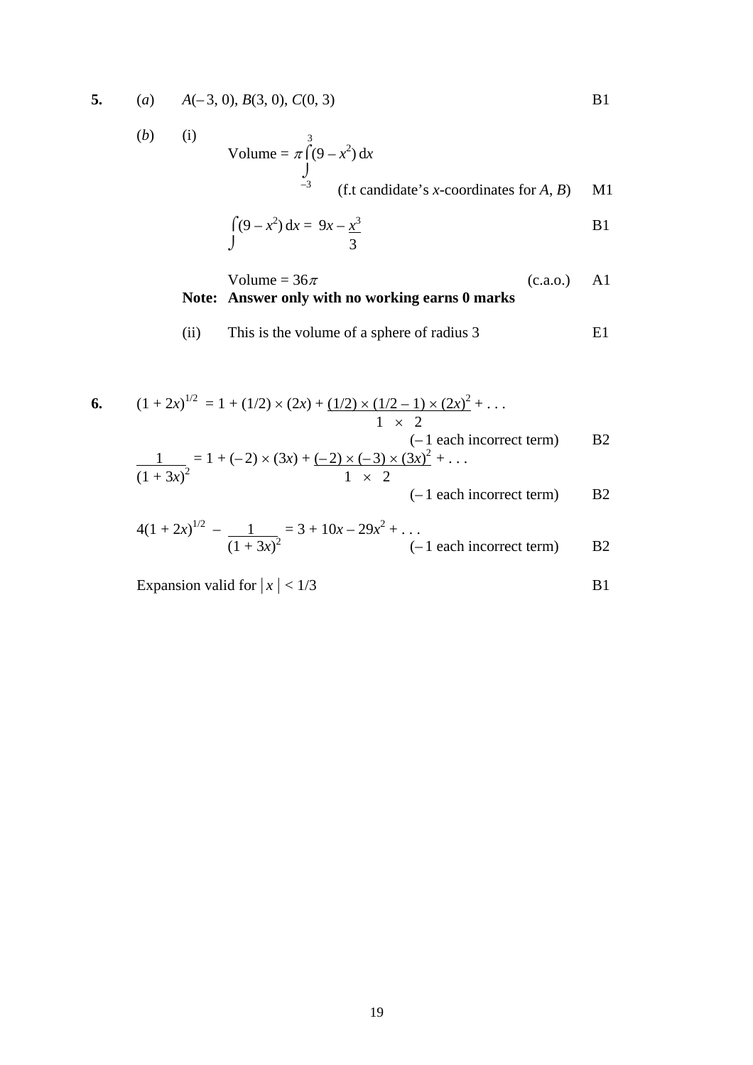**5.** (*a*) $A(-3, 0)$, $B(3, 0)$, $C(0, 3)$ B1

(*b*) (i)

$$\text{Volume} = \pi \int_{-3}^{3} (9 - x^2)\,dx$$

(f.t candidate's *x*-coordinates for *A*, *B*) M1

$$\int (9 - x^2)\,dx = 9x - \frac{x^3}{3}$$

B1

Volume $= 36\pi$ (c.a.o.) A1

**Note: Answer only with no working earns 0 marks**

(ii) This is the volume of a sphere of radius 3 E1

**6.**

$$(1 + 2x)^{1/2} = 1 + (1/2) \times (2x) + \frac{(1/2) \times (1/2 - 1) \times (2x)^2}{1 \times 2} + \ldots$$

(– 1 each incorrect term) B2

$$\frac{1}{(1 + 3x)^2} = 1 + (-2) \times (3x) + \frac{(-2) \times (-3) \times (3x)^2}{1 \times 2} + \ldots$$

(– 1 each incorrect term) B2

$$4(1 + 2x)^{1/2} - \frac{1}{(1 + 3x)^2} = 3 + 10x - 29x^2 + \ldots$$

(– 1 each incorrect term) B2

Expansion valid for $|x| < 1/3$ B1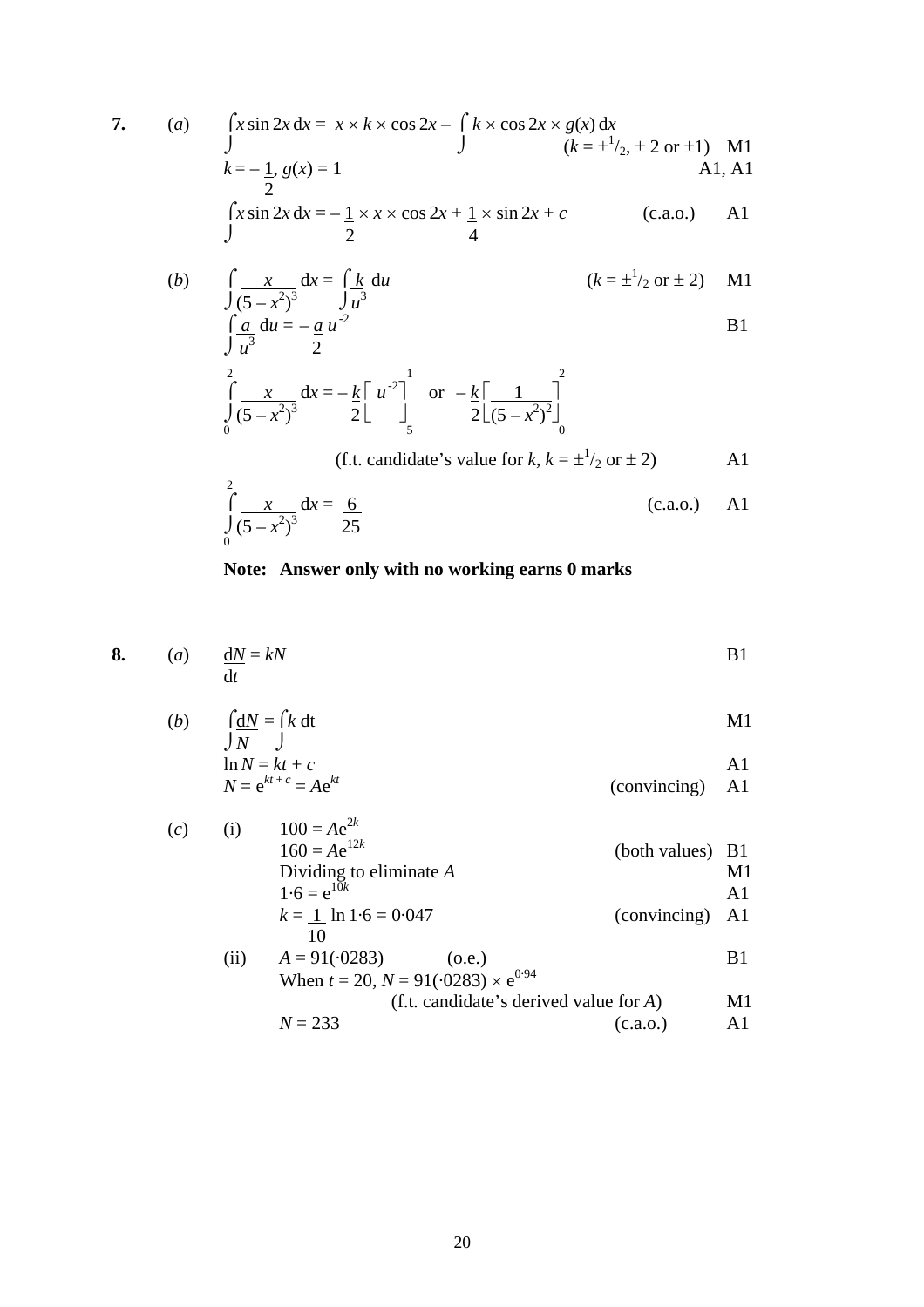**7.** (*a*) $\int x \sin 2x \, dx = x \times k \times \cos 2x - \int k \times \cos 2x \times g(x) \, dx$ &nbsp;&nbsp;&nbsp; $(k = \pm ^1/_2, \pm 2 \text{ or } \pm 1)$ &nbsp;&nbsp; M1

$k = -\frac{1}{2}, \ g(x) = 1$ &nbsp;&nbsp;&nbsp; A1, A1

$\int x \sin 2x \, dx = -\frac{1}{2} \times x \times \cos 2x + \frac{1}{4} \times \sin 2x + c$ &nbsp;&nbsp;&nbsp; (c.a.o.) &nbsp;&nbsp; A1

(*b*) $\int \frac{x}{(5 - x^2)^3} \, dx = \int \frac{k}{u^3} \, du$ &nbsp;&nbsp;&nbsp; $(k = \pm ^1/_2 \text{ or } \pm 2)$ &nbsp;&nbsp; M1

$\int \frac{a}{u^3} \, du = -\frac{a}{2} u^{-2}$ &nbsp;&nbsp;&nbsp; B1

$\int_0^2 \frac{x}{(5 - x^2)^3} \, dx = -\frac{k}{2} \left[ u^{-2} \right]_5^1$ or $-\frac{k}{2} \left[ \frac{1}{(5 - x^2)^2} \right]_0^2$

(f.t. candidate's value for $k$, $k = \pm ^1/_2$ or $\pm 2$) &nbsp;&nbsp; A1

$\int_0^2 \frac{x}{(5 - x^2)^3} \, dx = \frac{6}{25}$ &nbsp;&nbsp;&nbsp; (c.a.o.) &nbsp;&nbsp; A1

**Note: Answer only with no working earns 0 marks**

**8.** (*a*) $\frac{dN}{dt} = kN$ &nbsp;&nbsp;&nbsp; B1

(*b*) $\int \frac{dN}{N} = \int k \, dt$ &nbsp;&nbsp;&nbsp; M1

$\ln N = kt + c$ &nbsp;&nbsp;&nbsp; A1

$N = e^{kt + c} = Ae^{kt}$ &nbsp;&nbsp;&nbsp; (convincing) &nbsp;&nbsp; A1

(*c*) (i) $100 = Ae^{2k}$

$160 = Ae^{12k}$ &nbsp;&nbsp;&nbsp; (both values) &nbsp;&nbsp; B1

Dividing to eliminate $A$ &nbsp;&nbsp;&nbsp; M1

$1{\cdot}6 = e^{10k}$ &nbsp;&nbsp;&nbsp; A1

$k = \frac{1}{10} \ln 1{\cdot}6 = 0{\cdot}047$ &nbsp;&nbsp;&nbsp; (convincing) &nbsp;&nbsp; A1

(ii) $A = 91(\cdot 0283)$ &nbsp;&nbsp;&nbsp; (o.e.) &nbsp;&nbsp;&nbsp; B1

When $t = 20$, $N = 91(\cdot 0283) \times e^{0{\cdot}94}$

(f.t. candidate's derived value for $A$) &nbsp;&nbsp; M1

$N = 233$ &nbsp;&nbsp;&nbsp; (c.a.o.) &nbsp;&nbsp; A1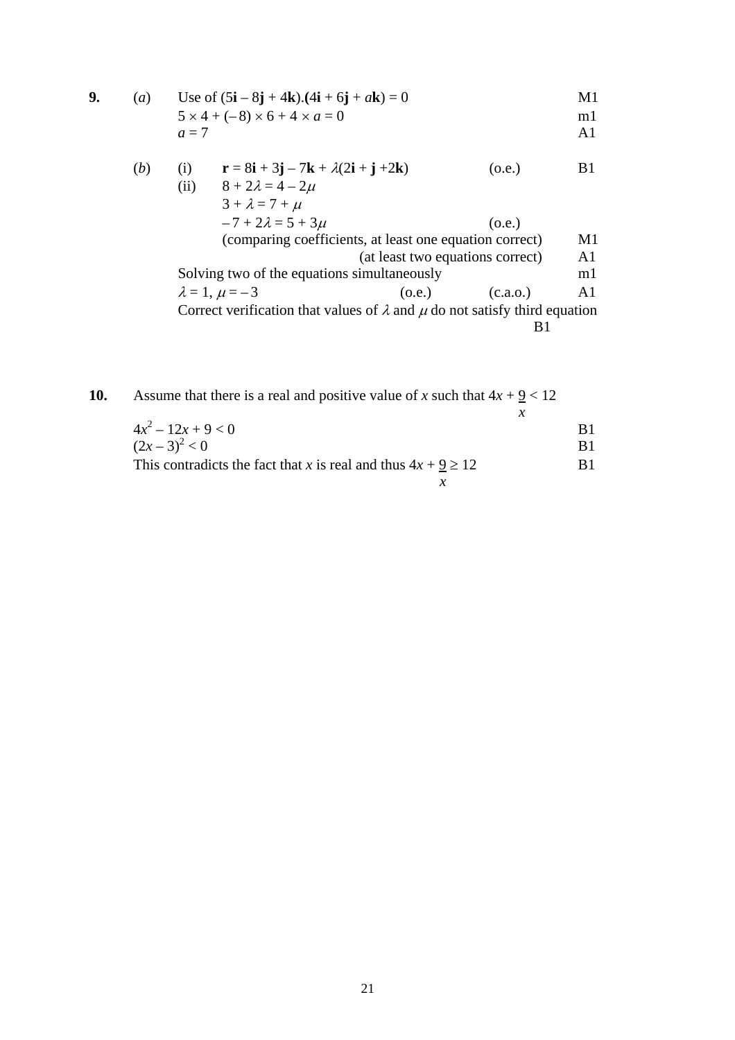**9.** (*a*) Use of $(5\mathbf{i} - 8\mathbf{j} + 4\mathbf{k}).(4\mathbf{i} + 6\mathbf{j} + a\mathbf{k}) = 0$ M1

$5 \times 4 + (-8) \times 6 + 4 \times a = 0$ m1

$a = 7$ A1

(*b*) (i) $\mathbf{r} = 8\mathbf{i} + 3\mathbf{j} - 7\mathbf{k} + \lambda(2\mathbf{i} + \mathbf{j} + 2\mathbf{k})$ (o.e.) B1

(ii) $8 + 2\lambda = 4 - 2\mu$

$3 + \lambda = 7 + \mu$

$-7 + 2\lambda = 5 + 3\mu$ (o.e.)

(comparing coefficients, at least one equation correct) M1

(at least two equations correct) A1

Solving two of the equations simultaneously m1

$\lambda = 1,\ \mu = -3$ (o.e.) (c.a.o.) A1

Correct verification that values of $\lambda$ and $\mu$ do not satisfy third equation B1

**10.** Assume that there is a real and positive value of $x$ such that $4x + \dfrac{9}{x} < 12$

$4x^2 - 12x + 9 < 0$ B1

$(2x - 3)^2 < 0$ B1

This contradicts the fact that $x$ is real and thus $4x + \dfrac{9}{x} \geq 12$ B1